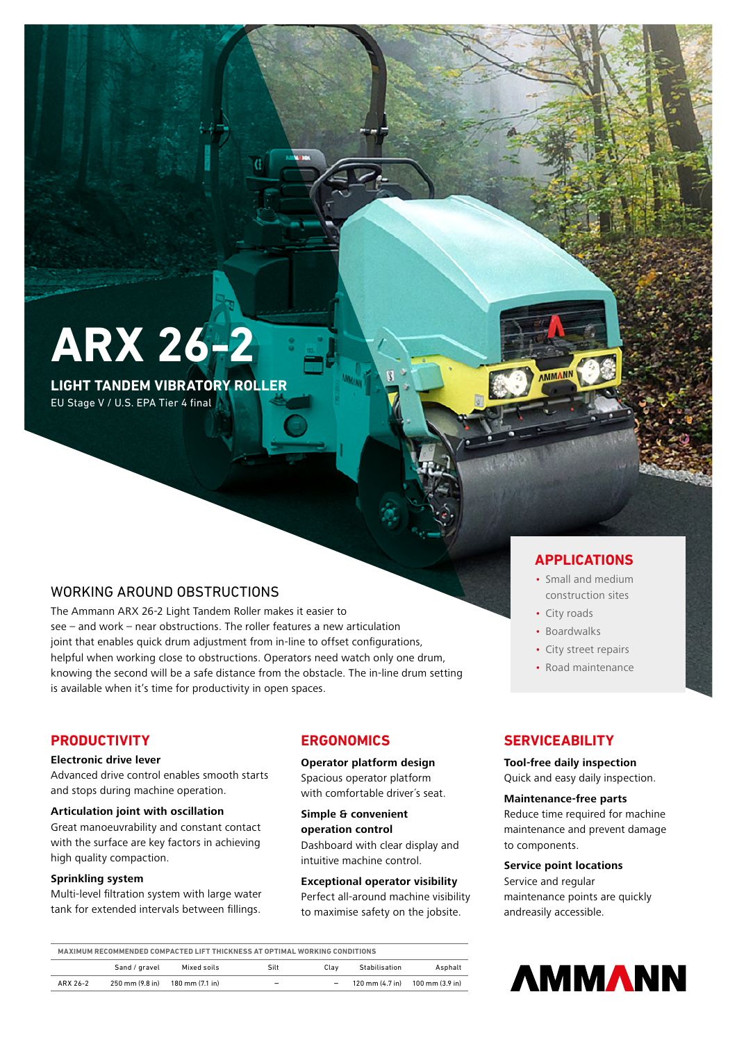# ARX 26-2

**LIGHT TANDEM VIBRATORY ROLLER**

EU Stage V / U.S. EPA Tier 4 final

## WORKING AROUND OBSTRUCTIONS

The Ammann ARX 26-2 Light Tandem Roller makes it easier to see – and work – near obstructions. The roller features a new articulation joint that enables quick drum adjustment from in-line to offset configurations, helpful when working close to obstructions. Operators need watch only one drum, knowing the second will be a safe distance from the obstacle. The in-line drum setting is available when it's time for productivity in open spaces.

## APPLICATIONS

- Small and medium construction sites
- City roads
- Boardwalks
- City street repairs
- Road maintenance

## PRODUCTIVITY

**Electronic drive lever**
Advanced drive control enables smooth starts and stops during machine operation.

**Articulation joint with oscillation**
Great manoeuvrability and constant contact with the surface are key factors in achieving high quality compaction.

**Sprinkling system**
Multi-level filtration system with large water tank for extended intervals between fillings.

## ERGONOMICS

**Operator platform design**
Spacious operator platform with comfortable driver´s seat.

**Simple & convenient operation control**
Dashboard with clear display and intuitive machine control.

**Exceptional operator visibility**
Perfect all-around machine visibility to maximise safety on the jobsite.

## SERVICEABILITY

**Tool-free daily inspection**
Quick and easy daily inspection.

**Maintenance-free parts**
Reduce time required for machine maintenance and prevent damage to components.

**Service point locations**
Service and regular maintenance points are quickly andreasily accessible.

**MAXIMUM RECOMMENDED COMPACTED LIFT THICKNESS AT OPTIMAL WORKING CONDITIONS**

| | Sand / gravel | Mixed soils | Silt | Clay | Stabilisation | Asphalt |
|---|---|---|---|---|---|---|
| ARX 26-2 | 250 mm (9.8 in) | 180 mm (7.1 in) | – | – | 120 mm (4.7 in) | 100 mm (3.9 in) |

AMMANN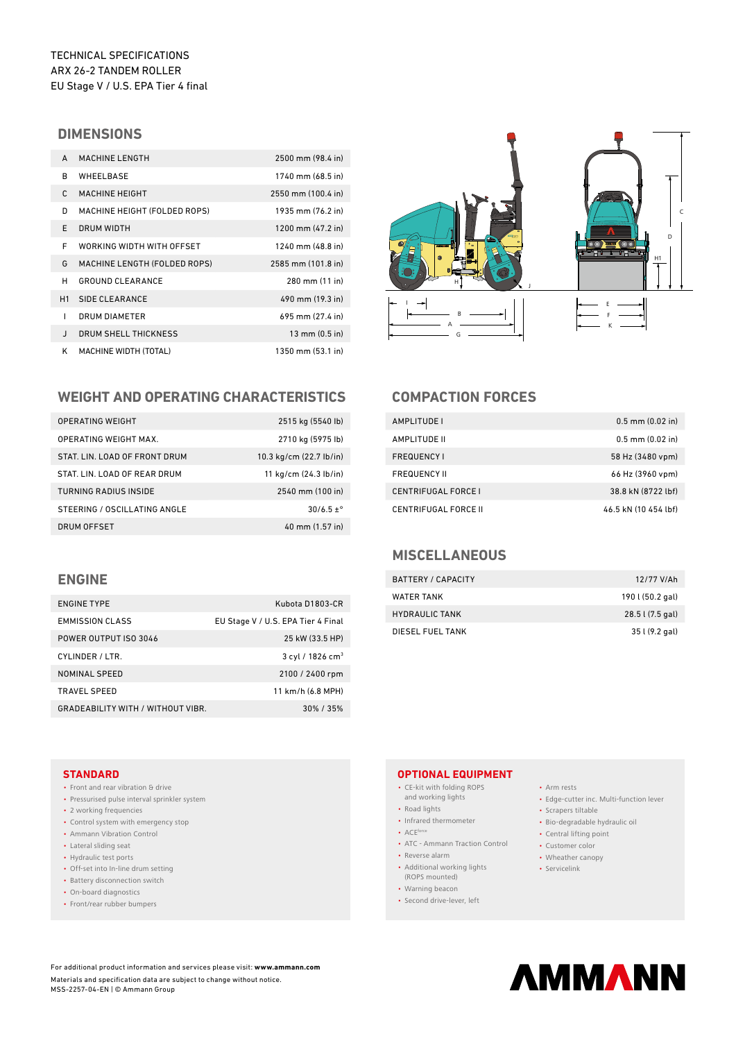TECHNICAL SPECIFICATIONS
ARX 26-2 TANDEM ROLLER
EU Stage V / U.S. EPA Tier 4 final

## DIMENSIONS

| | | |
|---|---|---|
| A | MACHINE LENGTH | 2500 mm (98.4 in) |
| B | WHEELBASE | 1740 mm (68.5 in) |
| C | MACHINE HEIGHT | 2550 mm (100.4 in) |
| D | MACHINE HEIGHT (FOLDED ROPS) | 1935 mm (76.2 in) |
| E | DRUM WIDTH | 1200 mm (47.2 in) |
| F | WORKING WIDTH WITH OFFSET | 1240 mm (48.8 in) |
| G | MACHINE LENGTH (FOLDED ROPS) | 2585 mm (101.8 in) |
| H | GROUND CLEARANCE | 280 mm (11 in) |
| H1 | SIDE CLEARANCE | 490 mm (19.3 in) |
| I | DRUM DIAMETER | 695 mm (27.4 in) |
| J | DRUM SHELL THICKNESS | 13 mm (0.5 in) |
| K | MACHINE WIDTH (TOTAL) | 1350 mm (53.1 in) |

## WEIGHT AND OPERATING CHARACTERISTICS

| | |
|---|---|
| OPERATING WEIGHT | 2515 kg (5540 lb) |
| OPERATING WEIGHT MAX. | 2710 kg (5975 lb) |
| STAT. LIN. LOAD OF FRONT DRUM | 10.3 kg/cm (22.7 lb/in) |
| STAT. LIN. LOAD OF REAR DRUM | 11 kg/cm (24.3 lb/in) |
| TURNING RADIUS INSIDE | 2540 mm (100 in) |
| STEERING / OSCILLATING ANGLE | 30/6.5 ±° |
| DRUM OFFSET | 40 mm (1.57 in) |

## ENGINE

| | |
|---|---|
| ENGINE TYPE | Kubota D1803-CR |
| EMMISSION CLASS | EU Stage V / U.S. EPA Tier 4 Final |
| POWER OUTPUT ISO 3046 | 25 kW (33.5 HP) |
| CYLINDER / LTR. | 3 cyl / 1826 cm$^3$ |
| NOMINAL SPEED | 2100 / 2400 rpm |
| TRAVEL SPEED | 11 km/h (6.8 MPH) |
| GRADEABILITY WITH / WITHOUT VIBR. | 30% / 35% |

## COMPACTION FORCES

| | |
|---|---|
| AMPLITUDE I | 0.5 mm (0.02 in) |
| AMPLITUDE II | 0.5 mm (0.02 in) |
| FREQUENCY I | 58 Hz (3480 vpm) |
| FREQUENCY II | 66 Hz (3960 vpm) |
| CENTRIFUGAL FORCE I | 38.8 kN (8722 lbf) |
| CENTRIFUGAL FORCE II | 46.5 kN (10 454 lbf) |

## MISCELLANEOUS

| | |
|---|---|
| BATTERY / CAPACITY | 12/77 V/Ah |
| WATER TANK | 190 l (50.2 gal) |
| HYDRAULIC TANK | 28.5 l (7.5 gal) |
| DIESEL FUEL TANK | 35 l (9.2 gal) |

## STANDARD

- Front and rear vibration & drive
- Pressurised pulse interval sprinkler system
- 2 working frequencies
- Control system with emergency stop
- Ammann Vibration Control
- Lateral sliding seat
- Hydraulic test ports
- Off-set into In-line drum setting
- Battery disconnection switch
- On-board diagnostics
- Front/rear rubber bumpers

## OPTIONAL EQUIPMENT

- CE-kit with folding ROPS and working lights
- Road lights
- Infrared thermometer
- ACE[force]
- ATC - Ammann Traction Control
- Reverse alarm
- Additional working lights (ROPS mounted)
- Warning beacon
- Second drive-lever, left
- Arm rests
- Edge-cutter inc. Multi-function lever
- Scrapers tiltable
- Bio-degradable hydraulic oil
- Central lifting point
- Customer color
- Wheather canopy
- Servicelink

For additional product information and services please visit: **www.ammann.com**
Materials and specification data are subject to change without notice.
MSS-2257-04-EN | © Ammann Group

AMMANN